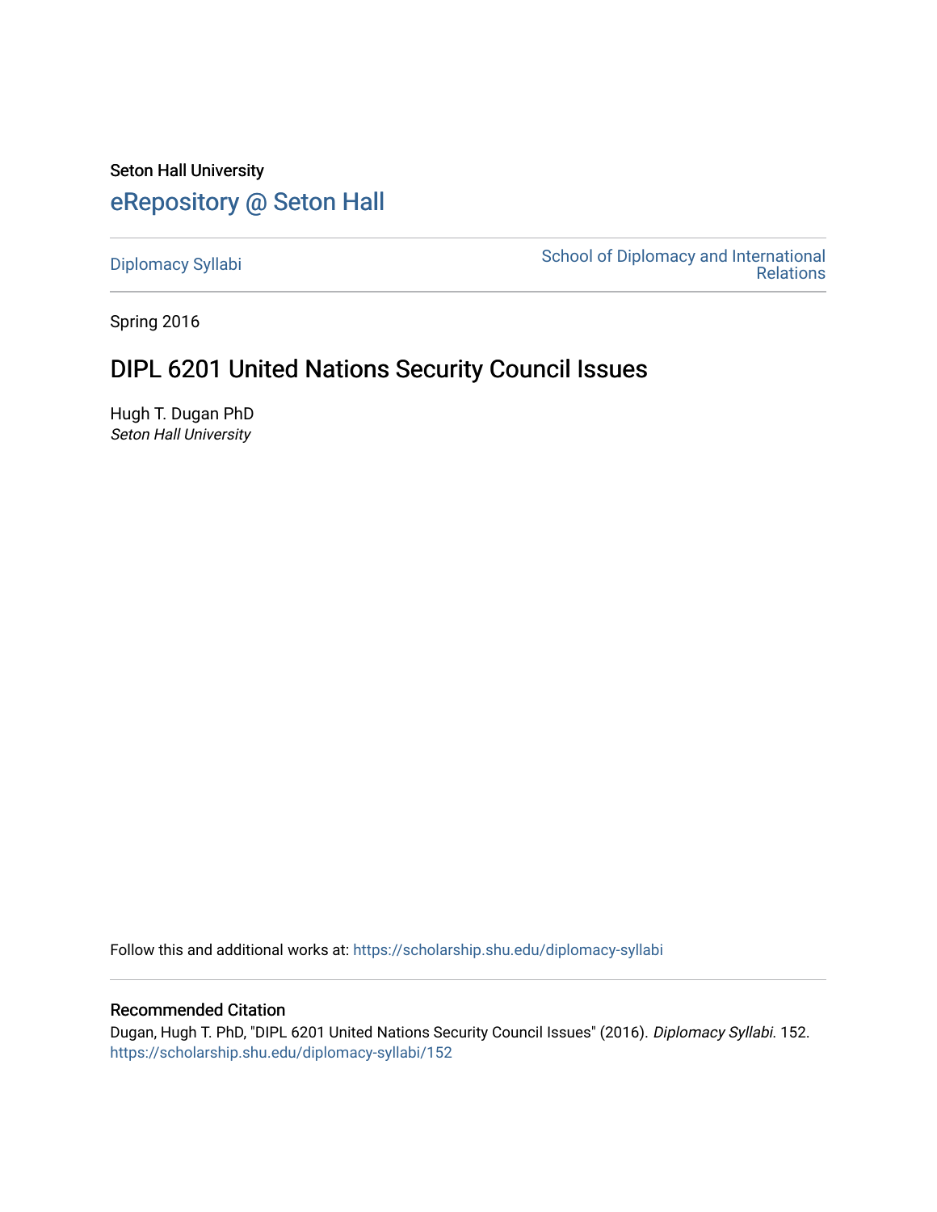Seton Hall University

# eRepository @ Seton Hall

Diplomacy Syllabi

School of Diplomacy and International Relations

Spring 2016

## DIPL 6201 United Nations Security Council Issues

Hugh T. Dugan PhD
*Seton Hall University*

Follow this and additional works at: https://scholarship.shu.edu/diplomacy-syllabi

### Recommended Citation

Dugan, Hugh T. PhD, "DIPL 6201 United Nations Security Council Issues" (2016). *Diplomacy Syllabi*. 152.
https://scholarship.shu.edu/diplomacy-syllabi/152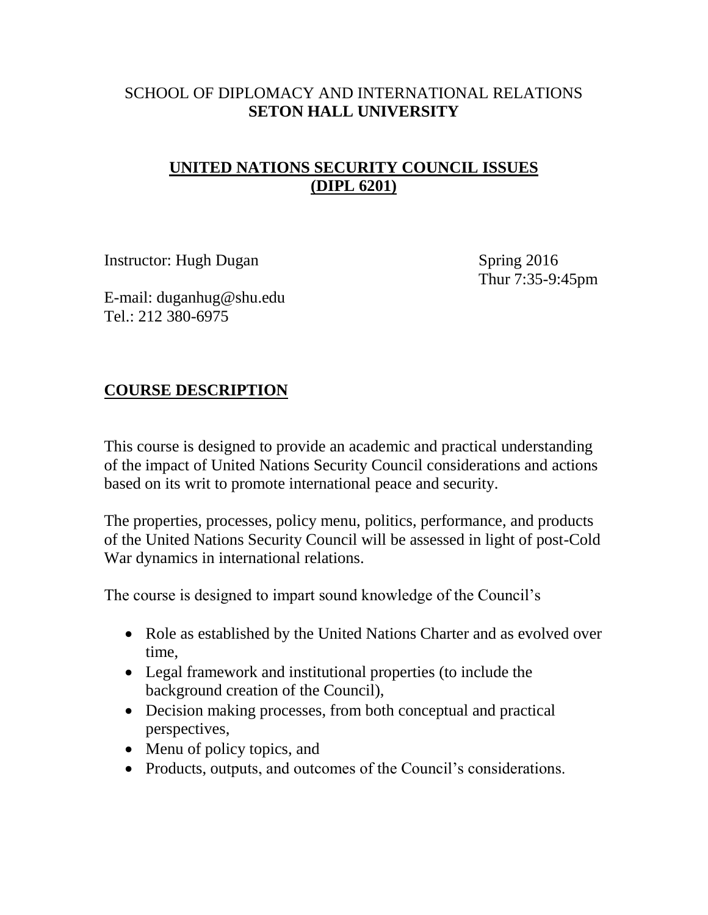SCHOOL OF DIPLOMACY AND INTERNATIONAL RELATIONS
**SETON HALL UNIVERSITY**

# UNITED NATIONS SECURITY COUNCIL ISSUES (DIPL 6201)

Instructor: Hugh Dugan

Spring 2016
Thur 7:35-9:45pm

E-mail: duganhug@shu.edu
Tel.: 212 380-6975

## COURSE DESCRIPTION

This course is designed to provide an academic and practical understanding of the impact of United Nations Security Council considerations and actions based on its writ to promote international peace and security.

The properties, processes, policy menu, politics, performance, and products of the United Nations Security Council will be assessed in light of post-Cold War dynamics in international relations.

The course is designed to impart sound knowledge of the Council's

- Role as established by the United Nations Charter and as evolved over time,
- Legal framework and institutional properties (to include the background creation of the Council),
- Decision making processes, from both conceptual and practical perspectives,
- Menu of policy topics, and
- Products, outputs, and outcomes of the Council's considerations.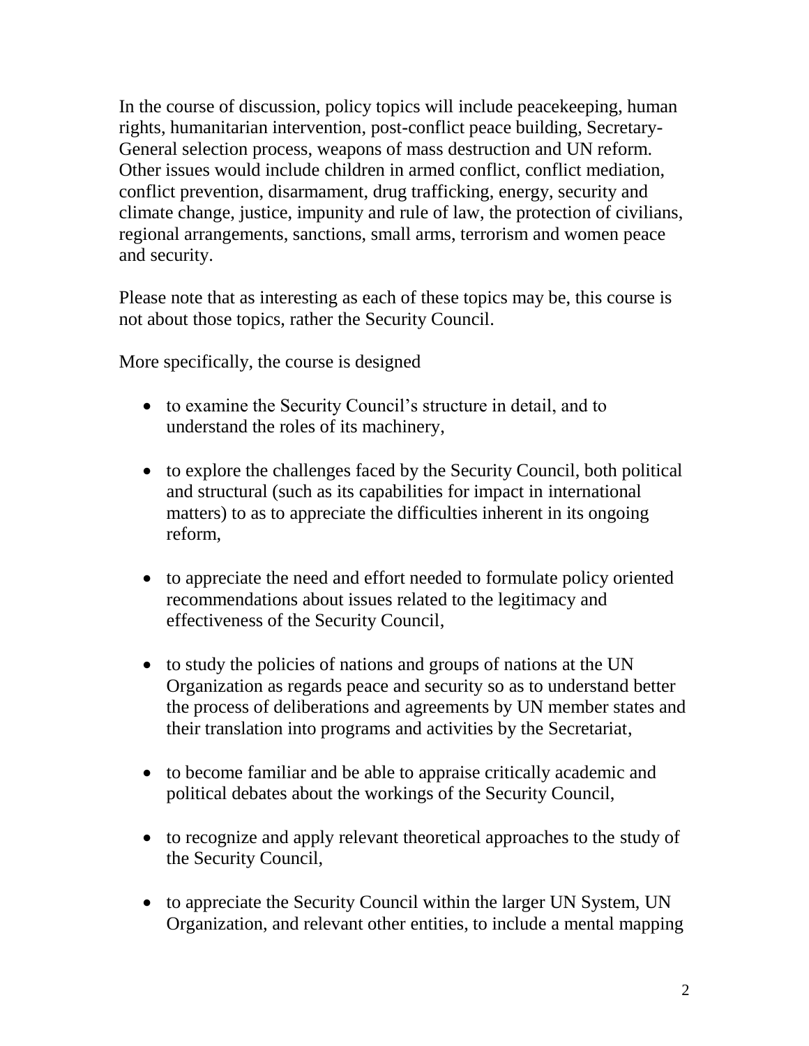In the course of discussion, policy topics will include peacekeeping, human rights, humanitarian intervention, post-conflict peace building, Secretary-General selection process, weapons of mass destruction and UN reform. Other issues would include children in armed conflict, conflict mediation, conflict prevention, disarmament, drug trafficking, energy, security and climate change, justice, impunity and rule of law, the protection of civilians, regional arrangements, sanctions, small arms, terrorism and women peace and security.

Please note that as interesting as each of these topics may be, this course is not about those topics, rather the Security Council.

More specifically, the course is designed

- to examine the Security Council's structure in detail, and to understand the roles of its machinery,
- to explore the challenges faced by the Security Council, both political and structural (such as its capabilities for impact in international matters) to as to appreciate the difficulties inherent in its ongoing reform,
- to appreciate the need and effort needed to formulate policy oriented recommendations about issues related to the legitimacy and effectiveness of the Security Council,
- to study the policies of nations and groups of nations at the UN Organization as regards peace and security so as to understand better the process of deliberations and agreements by UN member states and their translation into programs and activities by the Secretariat,
- to become familiar and be able to appraise critically academic and political debates about the workings of the Security Council,
- to recognize and apply relevant theoretical approaches to the study of the Security Council,
- to appreciate the Security Council within the larger UN System, UN Organization, and relevant other entities, to include a mental mapping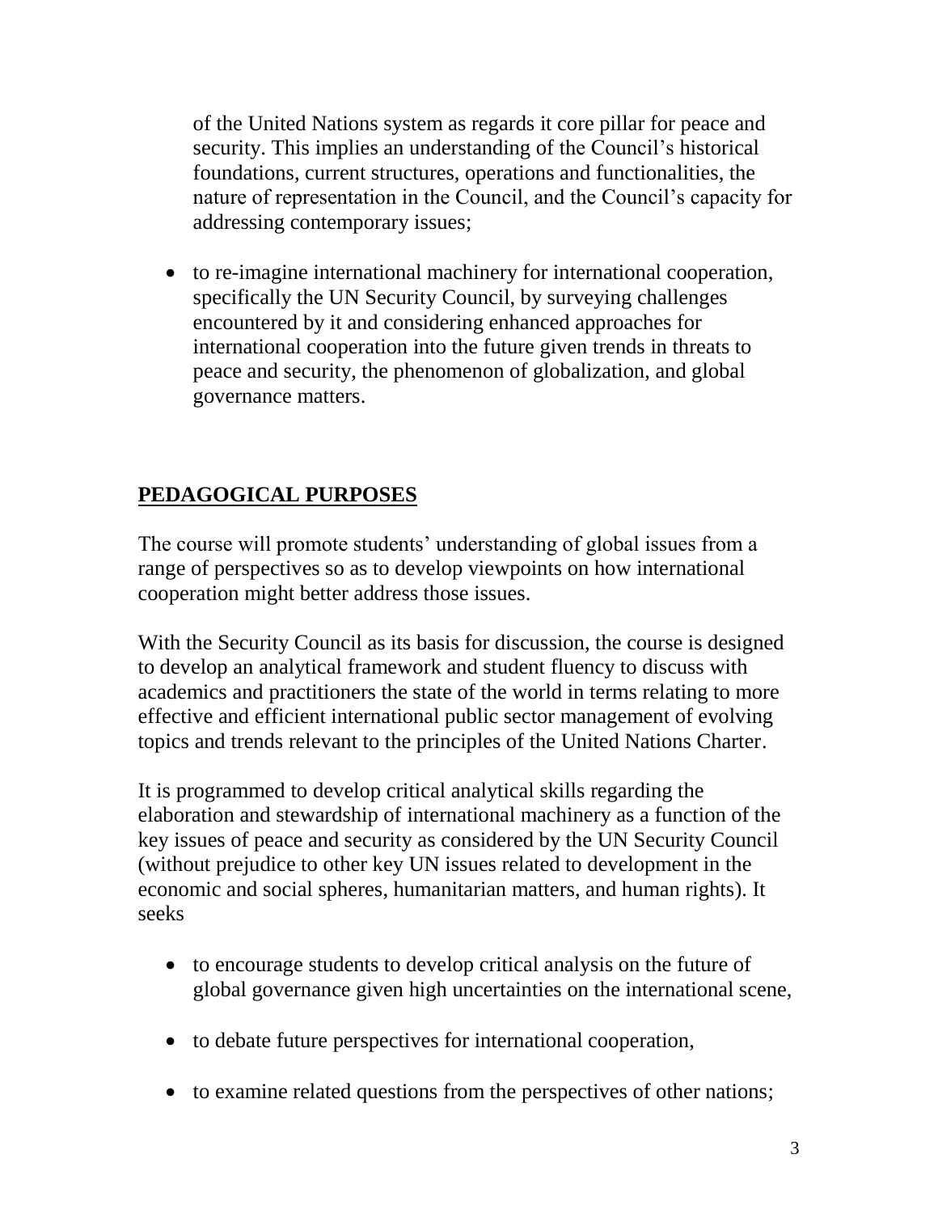of the United Nations system as regards it core pillar for peace and security. This implies an understanding of the Council's historical foundations, current structures, operations and functionalities, the nature of representation in the Council, and the Council's capacity for addressing contemporary issues;

- to re-imagine international machinery for international cooperation, specifically the UN Security Council, by surveying challenges encountered by it and considering enhanced approaches for international cooperation into the future given trends in threats to peace and security, the phenomenon of globalization, and global governance matters.

## PEDAGOGICAL PURPOSES

The course will promote students' understanding of global issues from a range of perspectives so as to develop viewpoints on how international cooperation might better address those issues.

With the Security Council as its basis for discussion, the course is designed to develop an analytical framework and student fluency to discuss with academics and practitioners the state of the world in terms relating to more effective and efficient international public sector management of evolving topics and trends relevant to the principles of the United Nations Charter.

It is programmed to develop critical analytical skills regarding the elaboration and stewardship of international machinery as a function of the key issues of peace and security as considered by the UN Security Council (without prejudice to other key UN issues related to development in the economic and social spheres, humanitarian matters, and human rights). It seeks

- to encourage students to develop critical analysis on the future of global governance given high uncertainties on the international scene,
- to debate future perspectives for international cooperation,
- to examine related questions from the perspectives of other nations;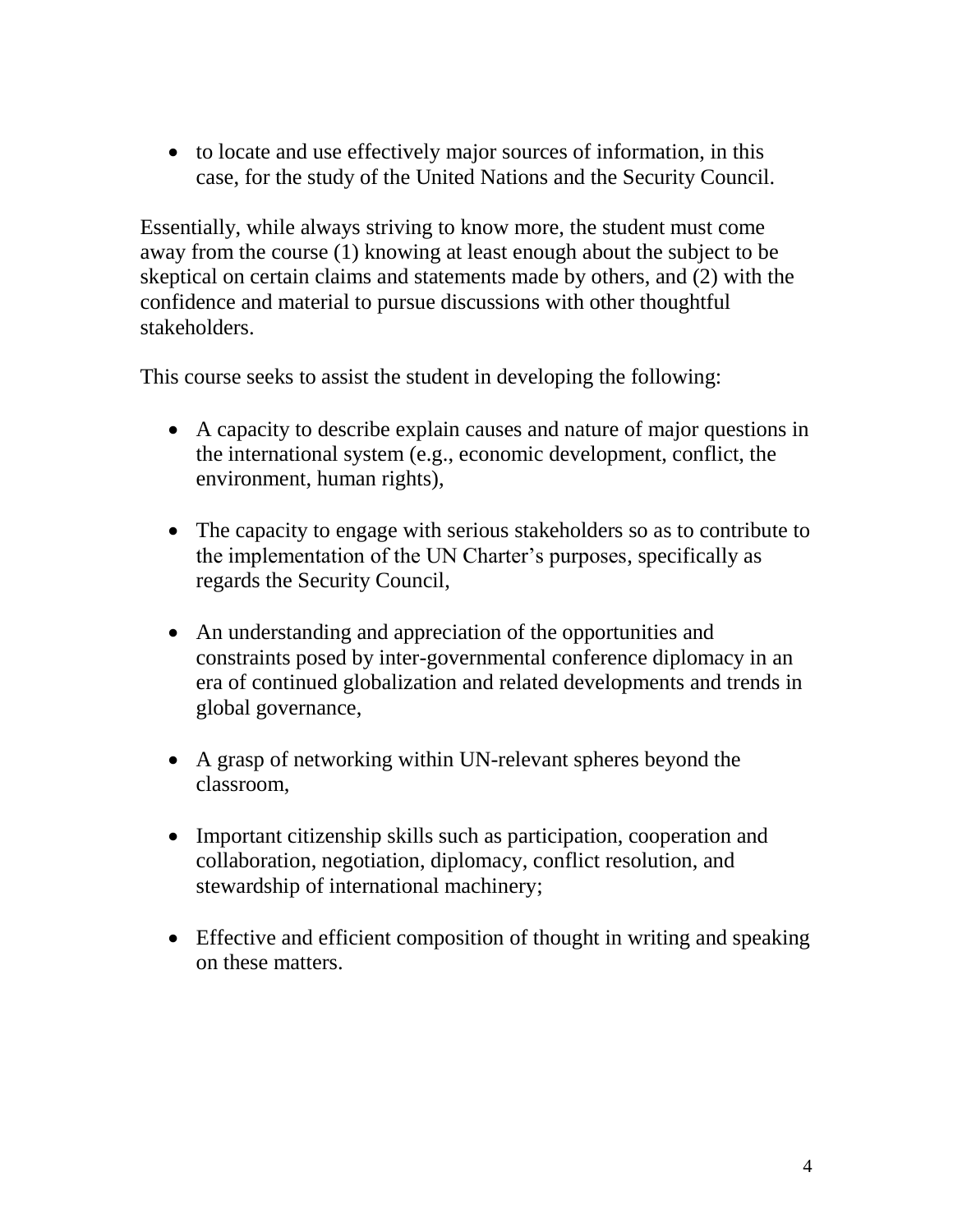- to locate and use effectively major sources of information, in this case, for the study of the United Nations and the Security Council.

Essentially, while always striving to know more, the student must come away from the course (1) knowing at least enough about the subject to be skeptical on certain claims and statements made by others, and (2) with the confidence and material to pursue discussions with other thoughtful stakeholders.

This course seeks to assist the student in developing the following:

- A capacity to describe explain causes and nature of major questions in the international system (e.g., economic development, conflict, the environment, human rights),

- The capacity to engage with serious stakeholders so as to contribute to the implementation of the UN Charter's purposes, specifically as regards the Security Council,

- An understanding and appreciation of the opportunities and constraints posed by inter-governmental conference diplomacy in an era of continued globalization and related developments and trends in global governance,

- A grasp of networking within UN-relevant spheres beyond the classroom,

- Important citizenship skills such as participation, cooperation and collaboration, negotiation, diplomacy, conflict resolution, and stewardship of international machinery;

- Effective and efficient composition of thought in writing and speaking on these matters.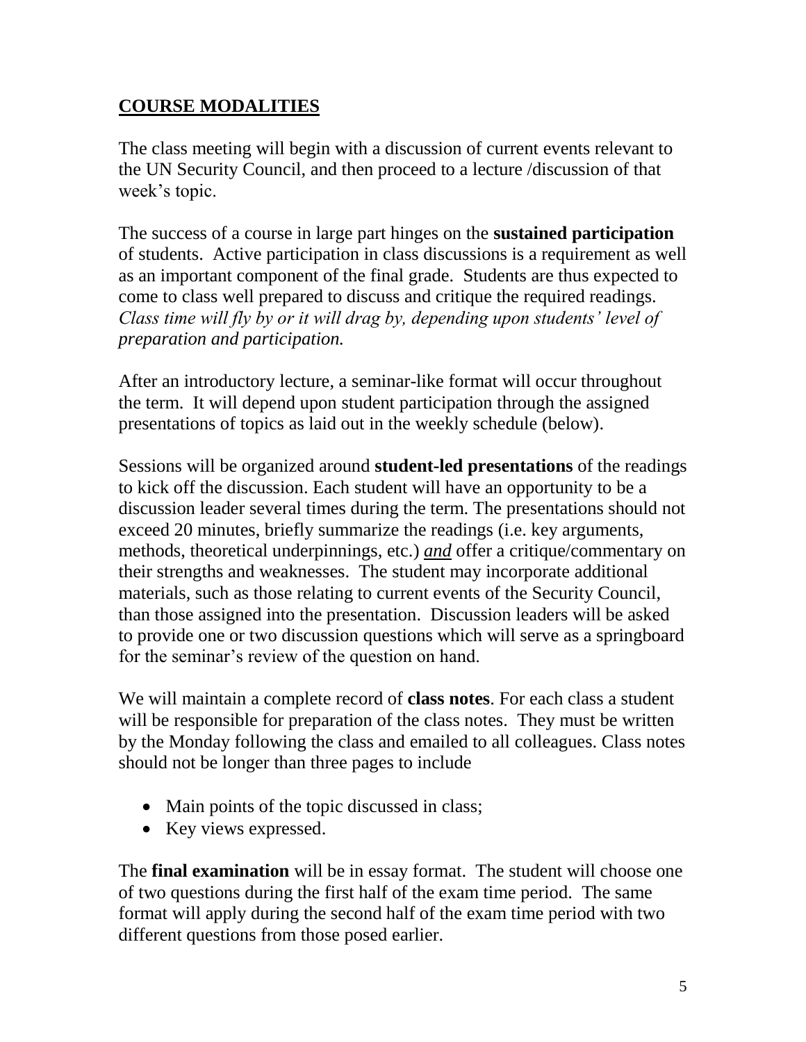## **COURSE MODALITIES**

The class meeting will begin with a discussion of current events relevant to the UN Security Council, and then proceed to a lecture /discussion of that week's topic.

The success of a course in large part hinges on the **sustained participation** of students. Active participation in class discussions is a requirement as well as an important component of the final grade. Students are thus expected to come to class well prepared to discuss and critique the required readings. *Class time will fly by or it will drag by, depending upon students' level of preparation and participation.*

After an introductory lecture, a seminar-like format will occur throughout the term. It will depend upon student participation through the assigned presentations of topics as laid out in the weekly schedule (below).

Sessions will be organized around **student-led presentations** of the readings to kick off the discussion. Each student will have an opportunity to be a discussion leader several times during the term. The presentations should not exceed 20 minutes, briefly summarize the readings (i.e. key arguments, methods, theoretical underpinnings, etc.) ***and*** offer a critique/commentary on their strengths and weaknesses. The student may incorporate additional materials, such as those relating to current events of the Security Council, than those assigned into the presentation. Discussion leaders will be asked to provide one or two discussion questions which will serve as a springboard for the seminar's review of the question on hand.

We will maintain a complete record of **class notes**. For each class a student will be responsible for preparation of the class notes. They must be written by the Monday following the class and emailed to all colleagues. Class notes should not be longer than three pages to include

- Main points of the topic discussed in class;
- Key views expressed.

The **final examination** will be in essay format. The student will choose one of two questions during the first half of the exam time period. The same format will apply during the second half of the exam time period with two different questions from those posed earlier.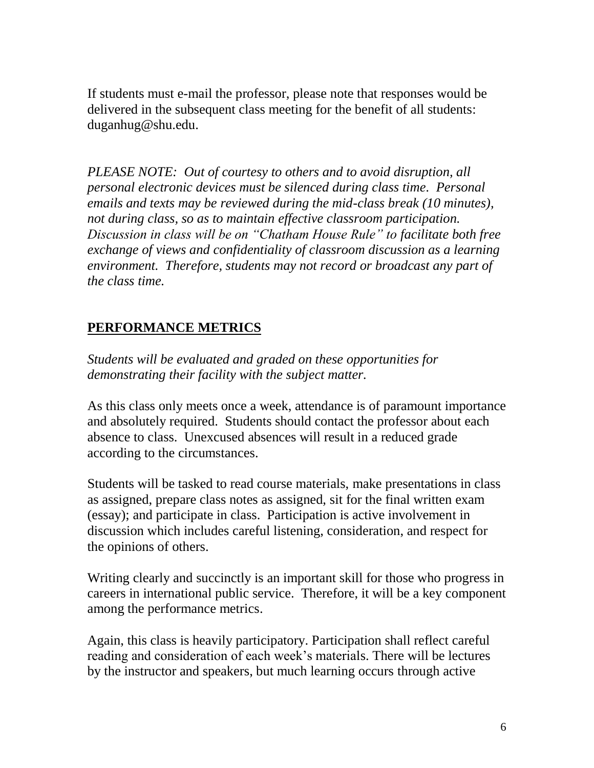If students must e-mail the professor, please note that responses would be delivered in the subsequent class meeting for the benefit of all students: duganhug@shu.edu.

*PLEASE NOTE: Out of courtesy to others and to avoid disruption, all personal electronic devices must be silenced during class time. Personal emails and texts may be reviewed during the mid-class break (10 minutes), not during class, so as to maintain effective classroom participation. Discussion in class will be on "Chatham House Rule" to facilitate both free exchange of views and confidentiality of classroom discussion as a learning environment. Therefore, students may not record or broadcast any part of the class time.*

## PERFORMANCE METRICS

*Students will be evaluated and graded on these opportunities for demonstrating their facility with the subject matter.*

As this class only meets once a week, attendance is of paramount importance and absolutely required. Students should contact the professor about each absence to class. Unexcused absences will result in a reduced grade according to the circumstances.

Students will be tasked to read course materials, make presentations in class as assigned, prepare class notes as assigned, sit for the final written exam (essay); and participate in class. Participation is active involvement in discussion which includes careful listening, consideration, and respect for the opinions of others.

Writing clearly and succinctly is an important skill for those who progress in careers in international public service. Therefore, it will be a key component among the performance metrics.

Again, this class is heavily participatory. Participation shall reflect careful reading and consideration of each week's materials. There will be lectures by the instructor and speakers, but much learning occurs through active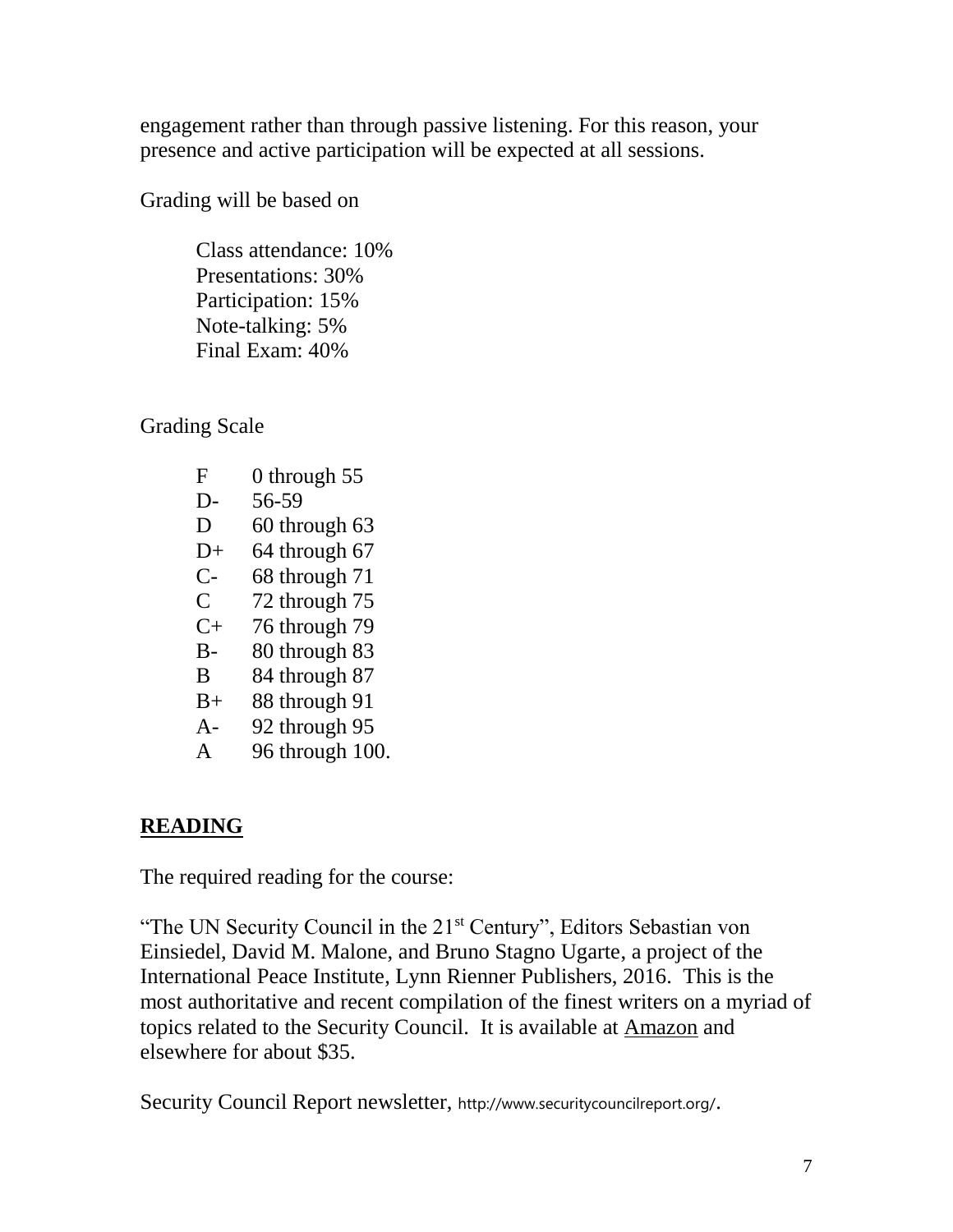engagement rather than through passive listening. For this reason, your presence and active participation will be expected at all sessions.

Grading will be based on

Class attendance: 10%
Presentations: 30%
Participation: 15%
Note-talking: 5%
Final Exam: 40%

Grading Scale

| | |
|---|---|
| F | 0 through 55 |
| D- | 56-59 |
| D | 60 through 63 |
| D+ | 64 through 67 |
| C- | 68 through 71 |
| C | 72 through 75 |
| C+ | 76 through 79 |
| B- | 80 through 83 |
| B | 84 through 87 |
| B+ | 88 through 91 |
| A- | 92 through 95 |
| A | 96 through 100. |

## READING

The required reading for the course:

"The UN Security Council in the 21st Century", Editors Sebastian von Einsiedel, David M. Malone, and Bruno Stagno Ugarte, a project of the International Peace Institute, Lynn Rienner Publishers, 2016. This is the most authoritative and recent compilation of the finest writers on a myriad of topics related to the Security Council. It is available at Amazon and elsewhere for about $35.

Security Council Report newsletter, http://www.securitycouncilreport.org/.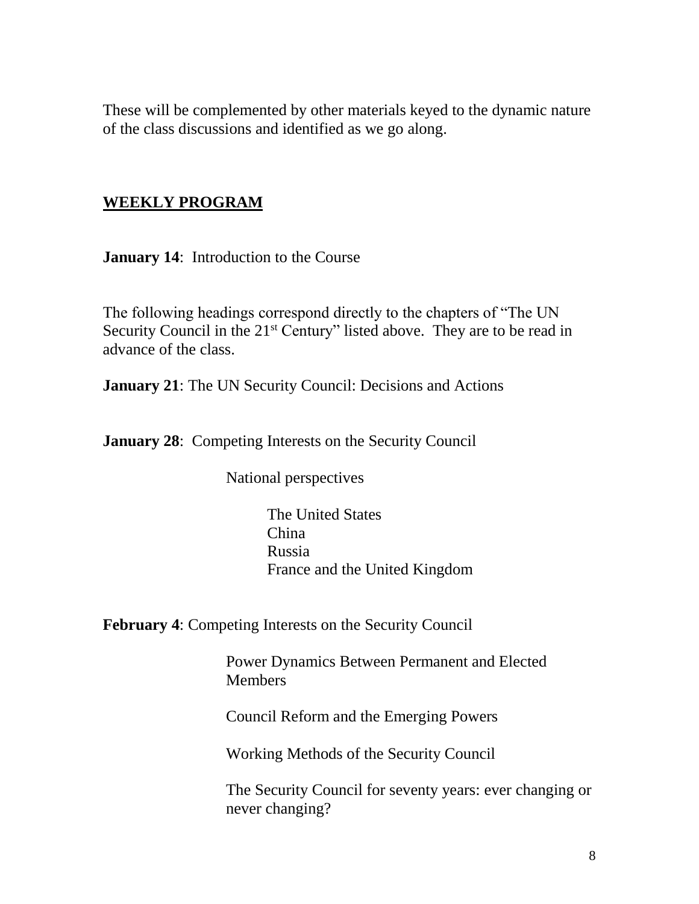These will be complemented by other materials keyed to the dynamic nature of the class discussions and identified as we go along.

## WEEKLY PROGRAM

**January 14**: Introduction to the Course

The following headings correspond directly to the chapters of "The UN Security Council in the 21st Century" listed above. They are to be read in advance of the class.

**January 21**: The UN Security Council: Decisions and Actions

**January 28**: Competing Interests on the Security Council

National perspectives

- The United States
- China
- Russia
- France and the United Kingdom

**February 4**: Competing Interests on the Security Council

Power Dynamics Between Permanent and Elected Members

Council Reform and the Emerging Powers

Working Methods of the Security Council

The Security Council for seventy years: ever changing or never changing?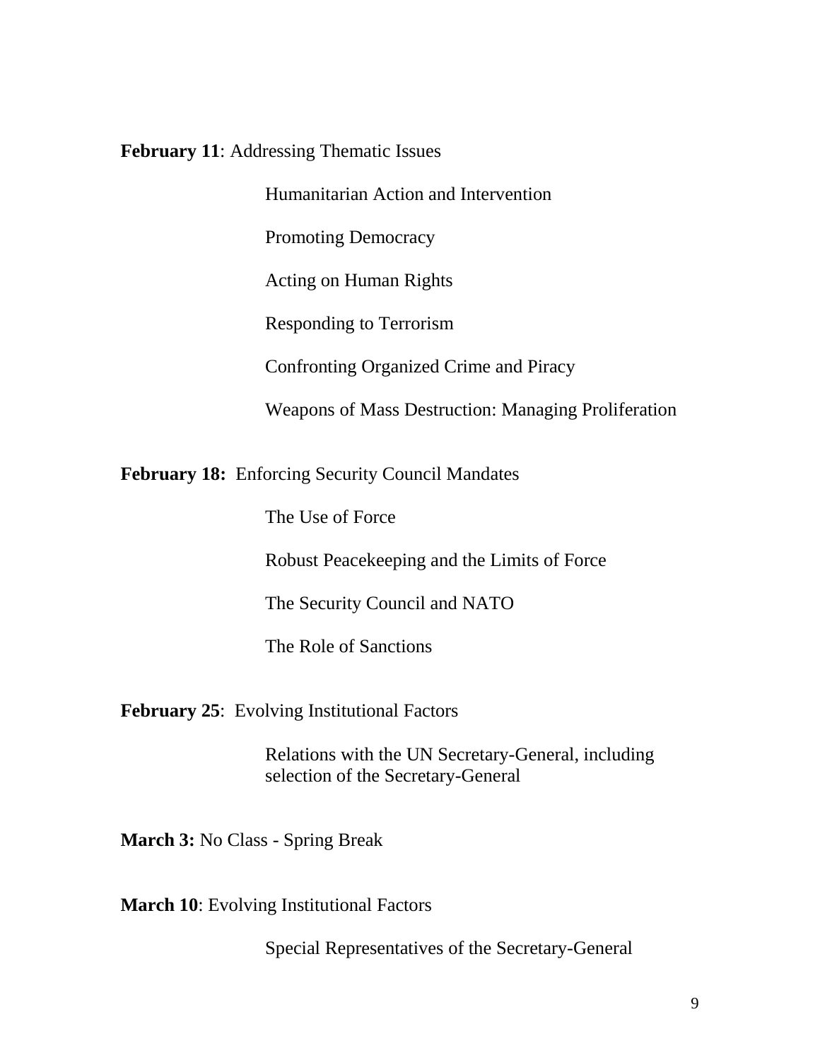**February 11**: Addressing Thematic Issues

Humanitarian Action and Intervention

Promoting Democracy

Acting on Human Rights

Responding to Terrorism

Confronting Organized Crime and Piracy

Weapons of Mass Destruction: Managing Proliferation

**February 18:** Enforcing Security Council Mandates

The Use of Force

Robust Peacekeeping and the Limits of Force

The Security Council and NATO

The Role of Sanctions

**February 25**: Evolving Institutional Factors

Relations with the UN Secretary-General, including selection of the Secretary-General

**March 3:** No Class - Spring Break

**March 10**: Evolving Institutional Factors

Special Representatives of the Secretary-General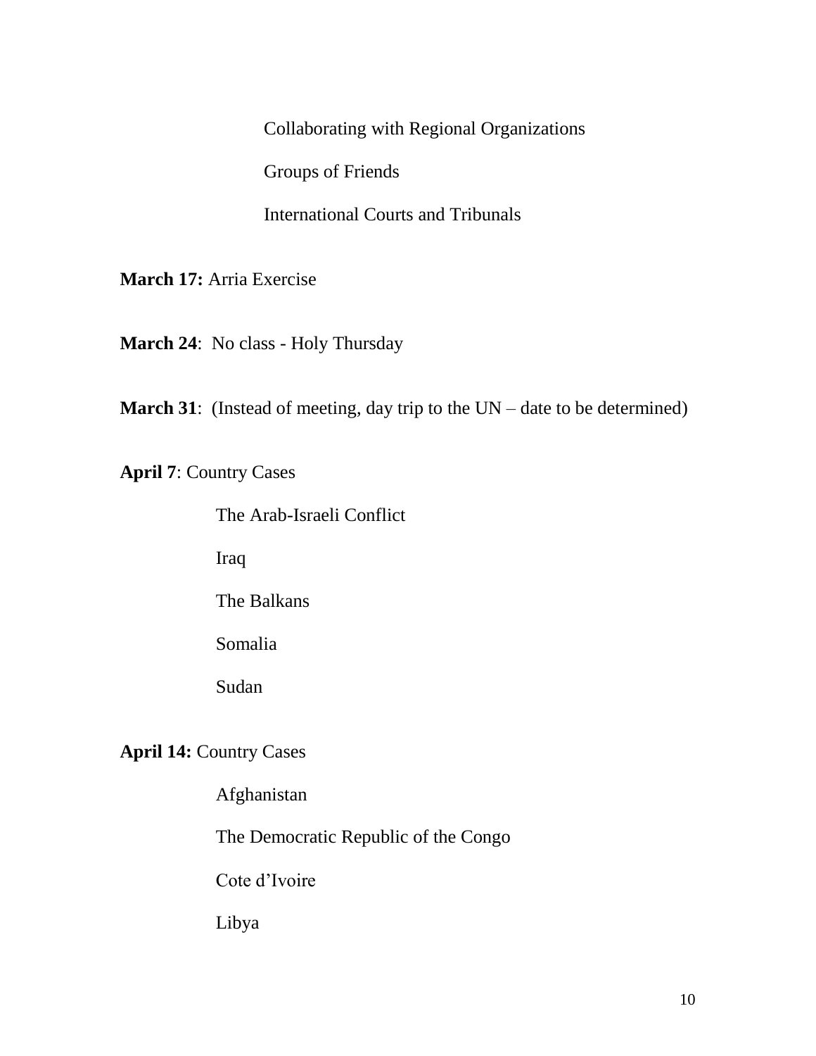Collaborating with Regional Organizations

Groups of Friends

International Courts and Tribunals

**March 17:** Arria Exercise

**March 24**: No class - Holy Thursday

**March 31**: (Instead of meeting, day trip to the UN – date to be determined)

**April 7**: Country Cases

The Arab-Israeli Conflict

Iraq

The Balkans

Somalia

Sudan

**April 14:** Country Cases

Afghanistan

The Democratic Republic of the Congo

Cote d'Ivoire

Libya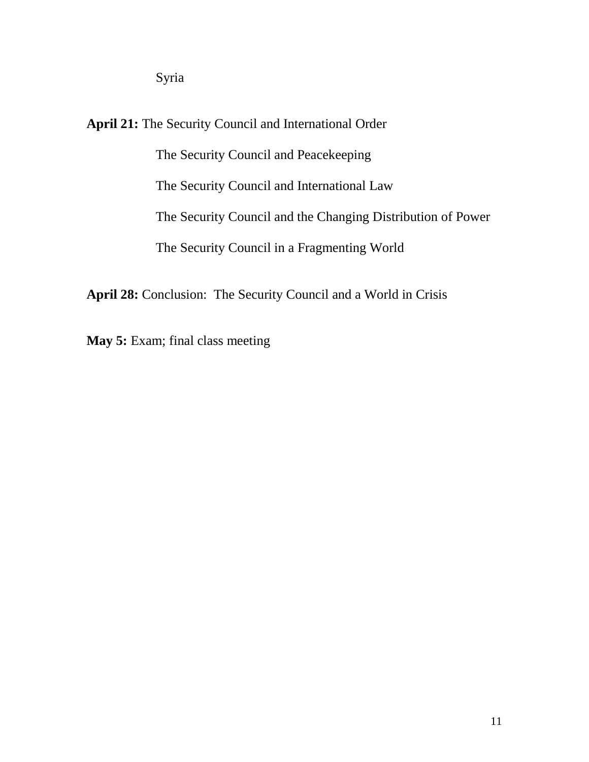Syria

**April 21:** The Security Council and International Order

The Security Council and Peacekeeping

The Security Council and International Law

The Security Council and the Changing Distribution of Power

The Security Council in a Fragmenting World

**April 28:** Conclusion: The Security Council and a World in Crisis

**May 5:** Exam; final class meeting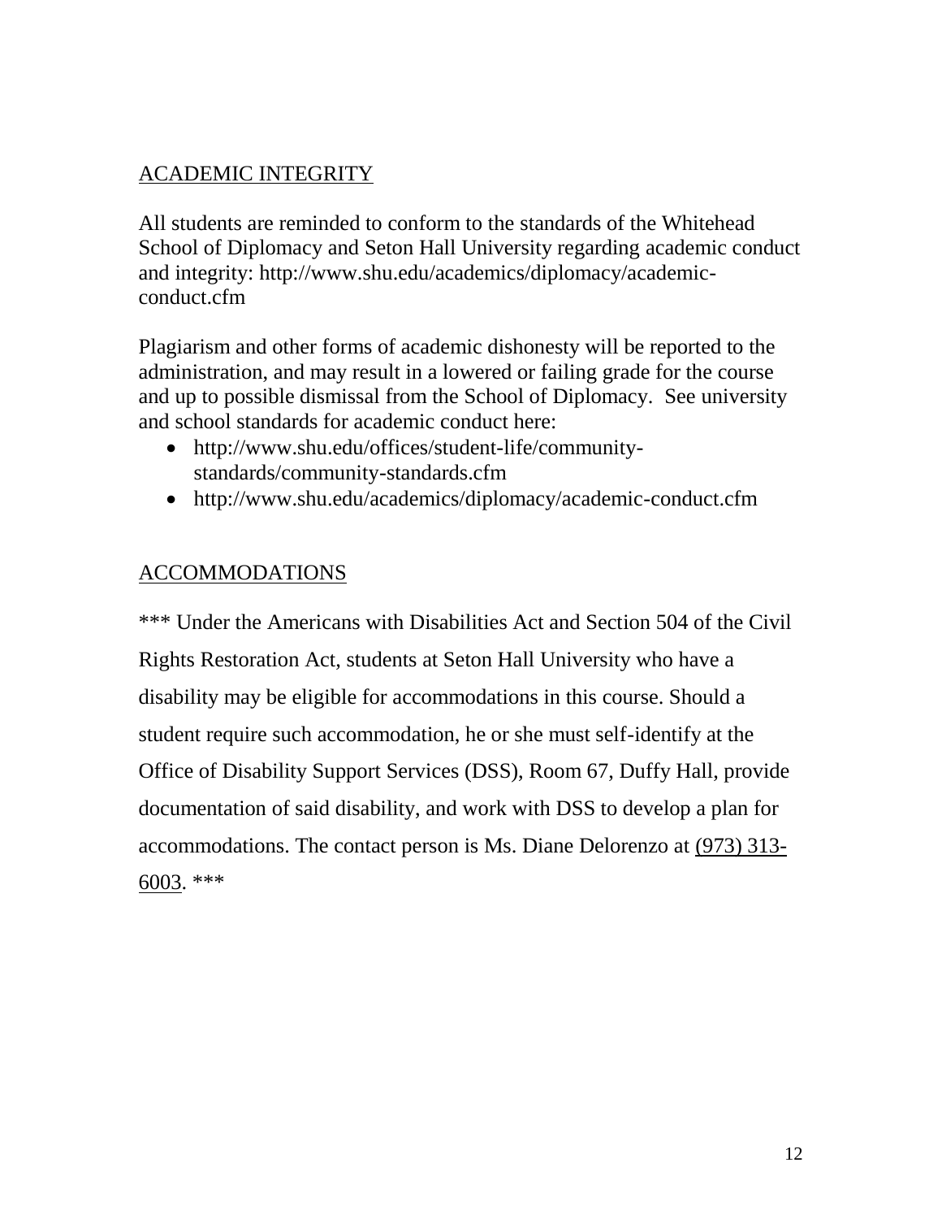## ACADEMIC INTEGRITY

All students are reminded to conform to the standards of the Whitehead School of Diplomacy and Seton Hall University regarding academic conduct and integrity: http://www.shu.edu/academics/diplomacy/academic-conduct.cfm

Plagiarism and other forms of academic dishonesty will be reported to the administration, and may result in a lowered or failing grade for the course and up to possible dismissal from the School of Diplomacy. See university and school standards for academic conduct here:

- http://www.shu.edu/offices/student-life/community-standards/community-standards.cfm
- http://www.shu.edu/academics/diplomacy/academic-conduct.cfm

## ACCOMMODATIONS

*** Under the Americans with Disabilities Act and Section 504 of the Civil Rights Restoration Act, students at Seton Hall University who have a disability may be eligible for accommodations in this course. Should a student require such accommodation, he or she must self-identify at the Office of Disability Support Services (DSS), Room 67, Duffy Hall, provide documentation of said disability, and work with DSS to develop a plan for accommodations. The contact person is Ms. Diane Delorenzo at (973) 313-6003. ***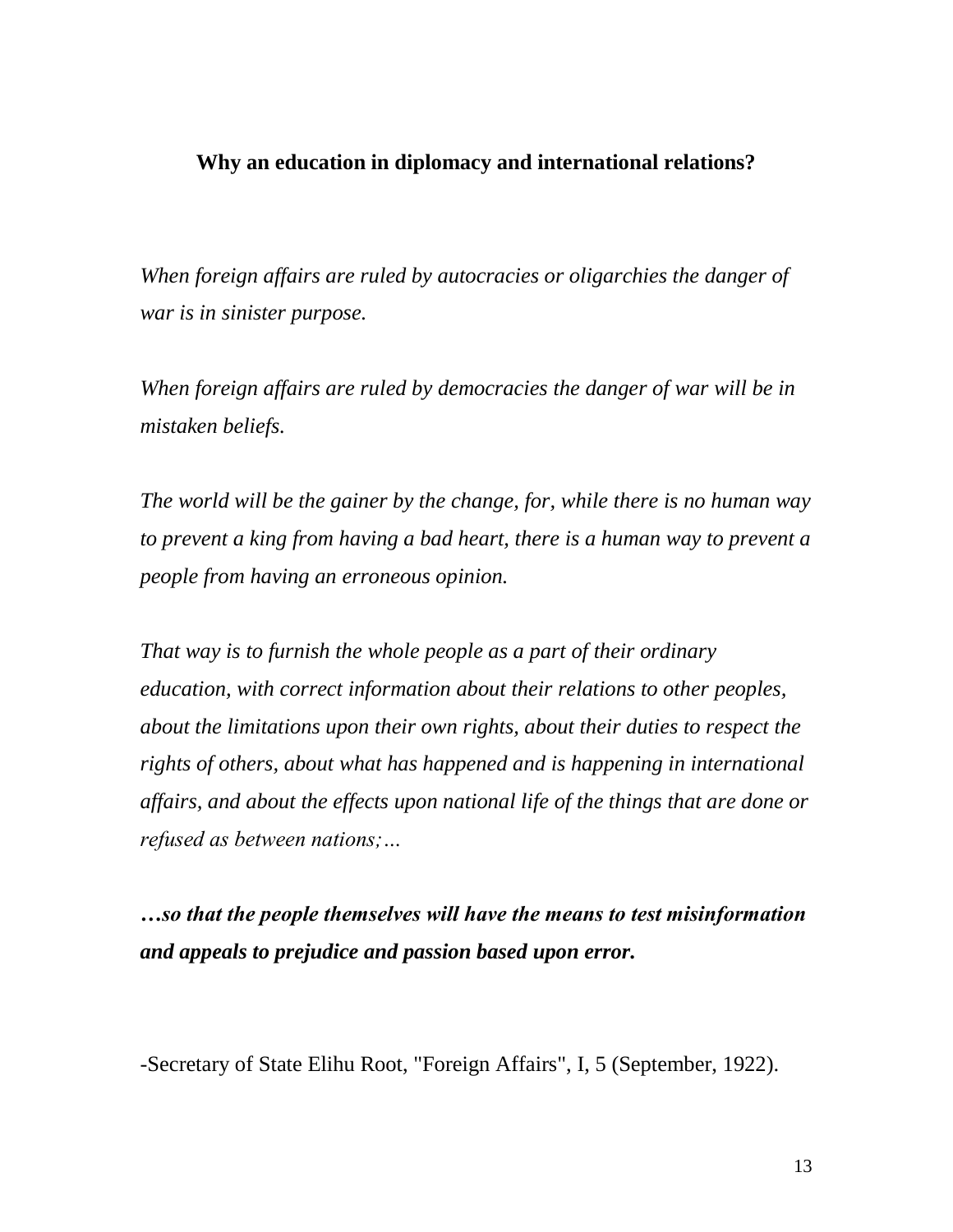**Why an education in diplomacy and international relations?**

*When foreign affairs are ruled by autocracies or oligarchies the danger of war is in sinister purpose.*

*When foreign affairs are ruled by democracies the danger of war will be in mistaken beliefs.*

*The world will be the gainer by the change, for, while there is no human way to prevent a king from having a bad heart, there is a human way to prevent a people from having an erroneous opinion.*

*That way is to furnish the whole people as a part of their ordinary education, with correct information about their relations to other peoples, about the limitations upon their own rights, about their duties to respect the rights of others, about what has happened and is happening in international affairs, and about the effects upon national life of the things that are done or refused as between nations;…*

***…so that the people themselves will have the means to test misinformation and appeals to prejudice and passion based upon error.***

-Secretary of State Elihu Root, "Foreign Affairs", I, 5 (September, 1922).